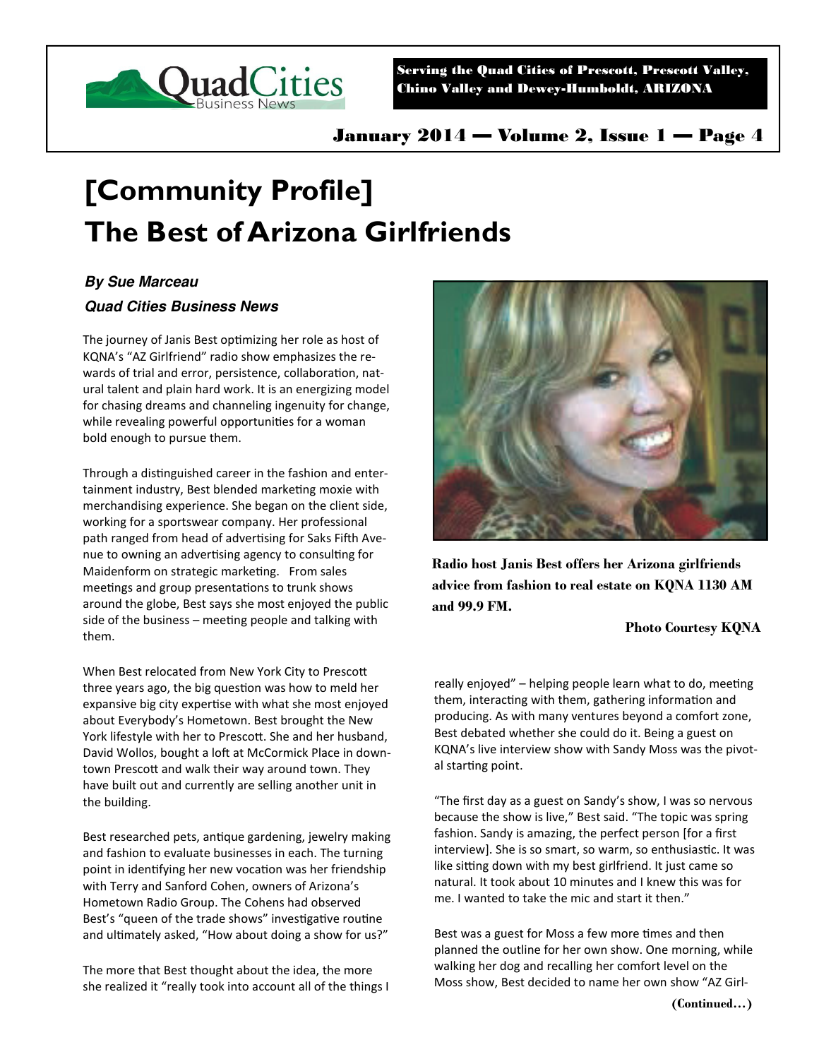# [Community Profile]
# The Best of Arizona Girlfriends

***By Sue Marceau***
***Quad Cities Business News***

The journey of Janis Best optimizing her role as host of KQNA's "AZ Girlfriend" radio show emphasizes the rewards of trial and error, persistence, collaboration, natural talent and plain hard work. It is an energizing model for chasing dreams and channeling ingenuity for change, while revealing powerful opportunities for a woman bold enough to pursue them.

Through a distinguished career in the fashion and entertainment industry, Best blended marketing moxie with merchandising experience. She began on the client side, working for a sportswear company. Her professional path ranged from head of advertising for Saks Fifth Avenue to owning an advertising agency to consulting for Maidenform on strategic marketing. From sales meetings and group presentations to trunk shows around the globe, Best says she most enjoyed the public side of the business – meeting people and talking with them.

When Best relocated from New York City to Prescott three years ago, the big question was how to meld her expansive big city expertise with what she most enjoyed about Everybody's Hometown. Best brought the New York lifestyle with her to Prescott. She and her husband, David Wollos, bought a loft at McCormick Place in downtown Prescott and walk their way around town. They have built out and currently are selling another unit in the building.

Best researched pets, antique gardening, jewelry making and fashion to evaluate businesses in each. The turning point in identifying her new vocation was her friendship with Terry and Sanford Cohen, owners of Arizona's Hometown Radio Group. The Cohens had observed Best's "queen of the trade shows" investigative routine and ultimately asked, "How about doing a show for us?"

The more that Best thought about the idea, the more she realized it "really took into account all of the things I really enjoyed" – helping people learn what to do, meeting them, interacting with them, gathering information and producing. As with many ventures beyond a comfort zone, Best debated whether she could do it. Being a guest on KQNA's live interview show with Sandy Moss was the pivotal starting point.

**Radio host Janis Best offers her Arizona girlfriends advice from fashion to real estate on KQNA 1130 AM and 99.9 FM.**

**Photo Courtesy KQNA**

"The first day as a guest on Sandy's show, I was so nervous because the show is live," Best said. "The topic was spring fashion. Sandy is amazing, the perfect person [for a first interview]. She is so smart, so warm, so enthusiastic. It was like sitting down with my best girlfriend. It just came so natural. It took about 10 minutes and I knew this was for me. I wanted to take the mic and start it then."

Best was a guest for Moss a few more times and then planned the outline for her own show. One morning, while walking her dog and recalling her comfort level on the Moss show, Best decided to name her own show "AZ Girl-

**(Continued…)**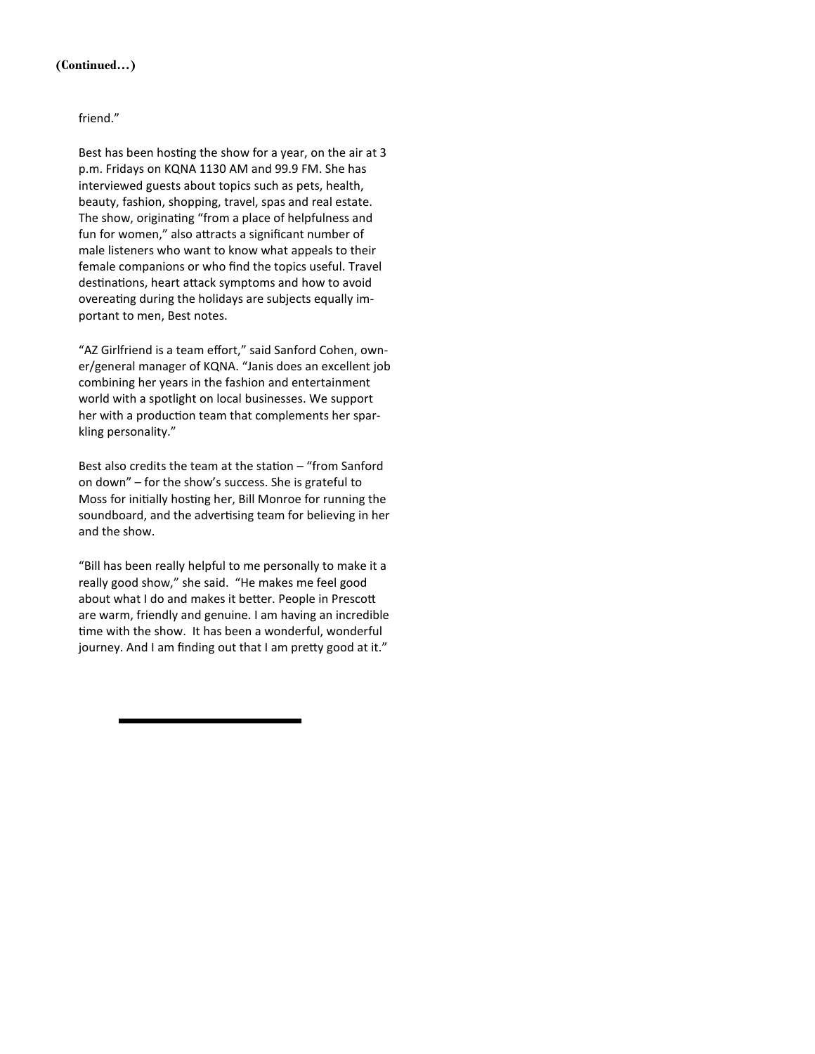**(Continued…)**

friend."

Best has been hosting the show for a year, on the air at 3 p.m. Fridays on KQNA 1130 AM and 99.9 FM. She has interviewed guests about topics such as pets, health, beauty, fashion, shopping, travel, spas and real estate. The show, originating "from a place of helpfulness and fun for women," also attracts a significant number of male listeners who want to know what appeals to their female companions or who find the topics useful. Travel destinations, heart attack symptoms and how to avoid overeating during the holidays are subjects equally important to men, Best notes.

"AZ Girlfriend is a team effort," said Sanford Cohen, owner/general manager of KQNA. "Janis does an excellent job combining her years in the fashion and entertainment world with a spotlight on local businesses. We support her with a production team that complements her sparkling personality."

Best also credits the team at the station – "from Sanford on down" – for the show's success. She is grateful to Moss for initially hosting her, Bill Monroe for running the soundboard, and the advertising team for believing in her and the show.

"Bill has been really helpful to me personally to make it a really good show," she said. "He makes me feel good about what I do and makes it better. People in Prescott are warm, friendly and genuine. I am having an incredible time with the show. It has been a wonderful, wonderful journey. And I am finding out that I am pretty good at it."